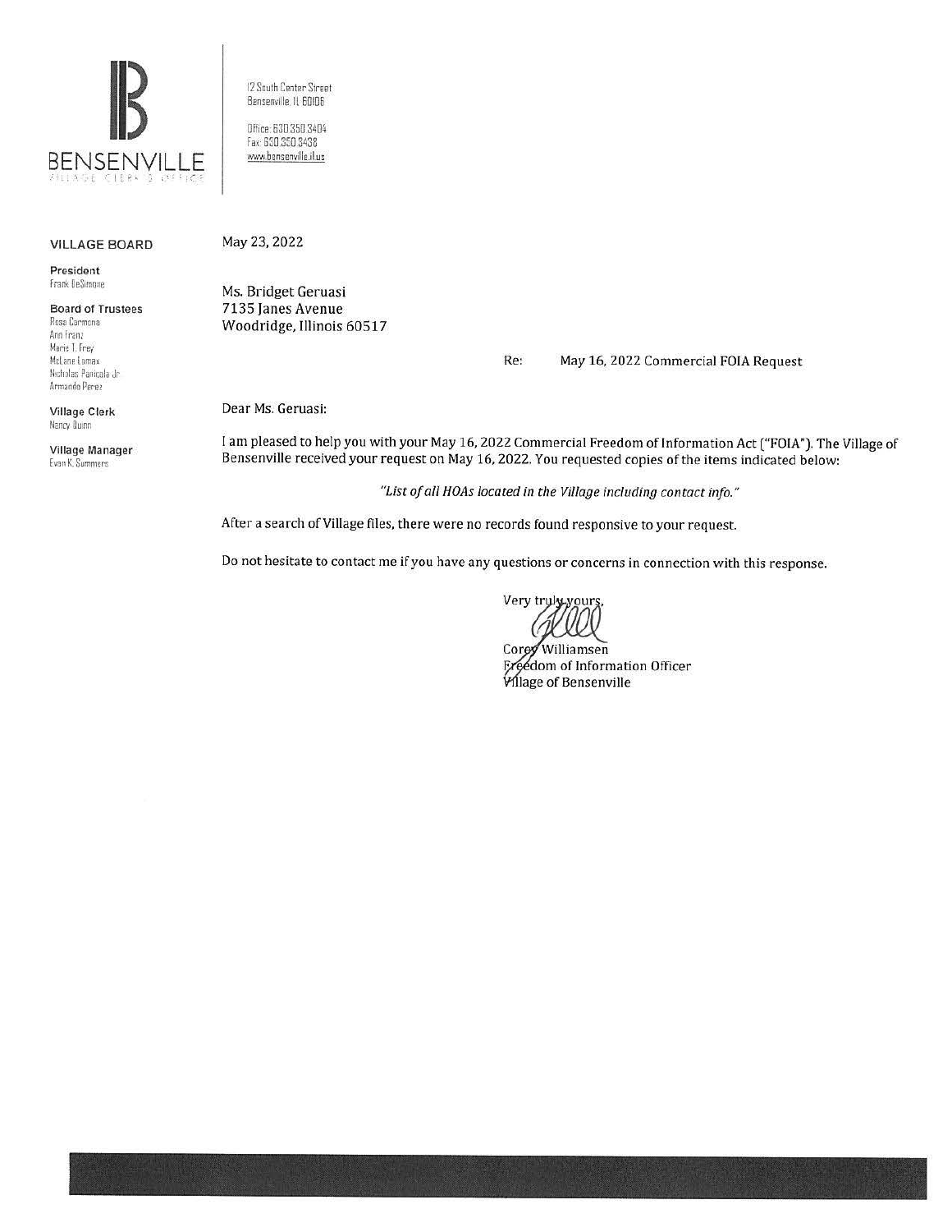BENSENVILLE
VILLAGE CLERK'S OFFICE

12 South Center Street
Bensenville, IL 60106

Office: 630.350.3404
Fax: 630.350.3438
www.bensenville.il.us

**VILLAGE BOARD**

**President**
Frank DeSimone

**Board of Trustees**
Rosa Carmona
Ann Franz
Marie T. Frey
McLane Lomax
Nicholas Panicola Jr
Armando Perez

**Village Clerk**
Nancy Quinn

**Village Manager**
Evan K. Summers

May 23, 2022

Ms. Bridget Geruasi
7135 Janes Avenue
Woodridge, Illinois 60517

Re: May 16, 2022 Commercial FOIA Request

Dear Ms. Geruasi:

I am pleased to help you with your May 16, 2022 Commercial Freedom of Information Act ("FOIA"). The Village of Bensenville received your request on May 16, 2022. You requested copies of the items indicated below:

*"List of all HOAs located in the Village including contact info."*

After a search of Village files, there were no records found responsive to your request.

Do not hesitate to contact me if you have any questions or concerns in connection with this response.

Very truly yours,

Corey Williamsen
Freedom of Information Officer
Village of Bensenville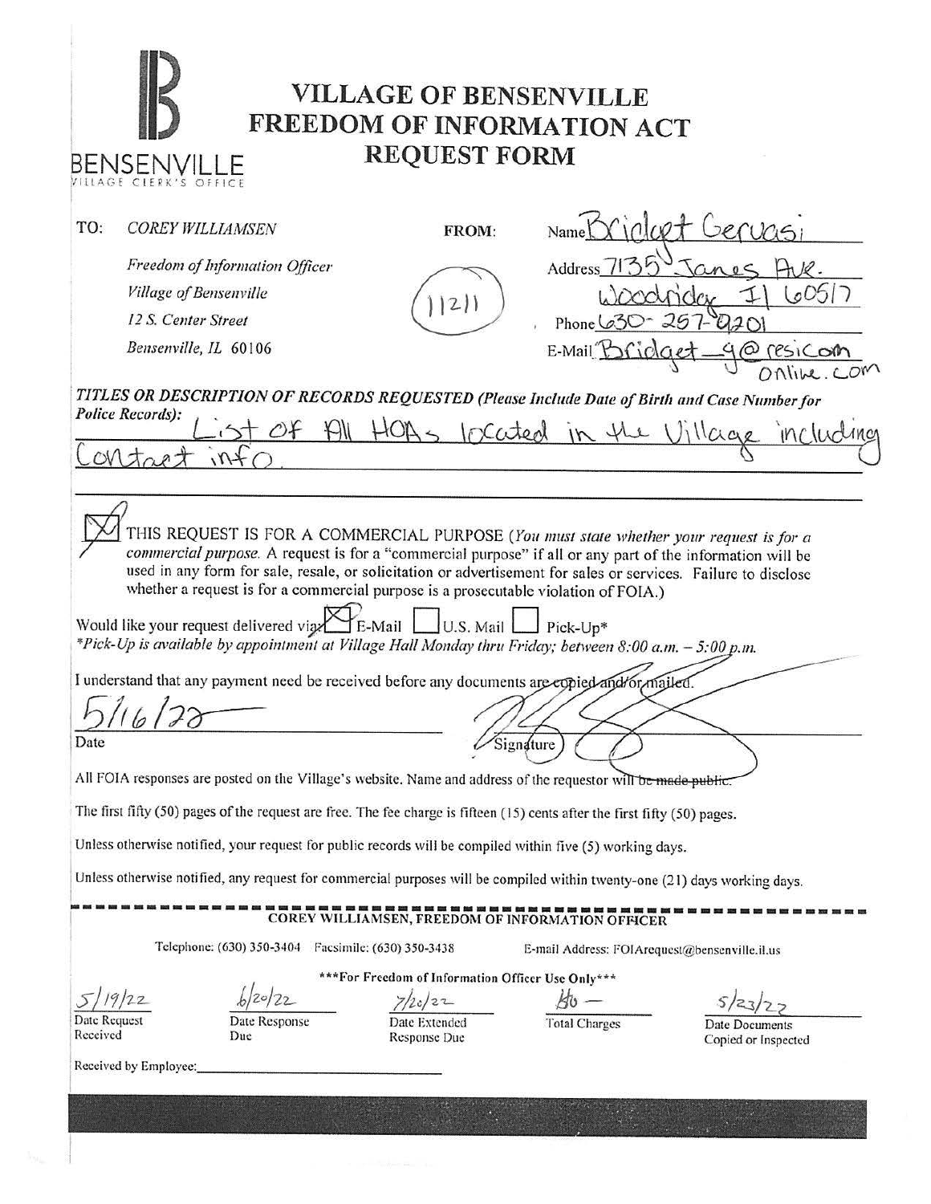# VILLAGE OF BENSENVILLE FREEDOM OF INFORMATION ACT REQUEST FORM

BENSENVILLE
VILLAGE CLERK'S OFFICE

**TO:** *COREY WILLIAMSEN*
*Freedom of Information Officer*
*Village of Bensenville*
*12 S. Center Street*
*Bensenville, IL 60106*

1121

**FROM:**
Name Bridget Gervasi
Address 7135 Janes Ave.
Woodridge Il 60517
Phone 630-257-0201
E-Mail Bridget_g@resicom online.com

***TITLES OR DESCRIPTION OF RECORDS REQUESTED (Please Include Date of Birth and Case Number for Police Records):***

List of All HOAs located in the Village including Contact info.

[X] THIS REQUEST IS FOR A COMMERCIAL PURPOSE (*You must state whether your request is for a commercial purpose.* A request is for a "commercial purpose" if all or any part of the information will be used in any form for sale, resale, or solicitation or advertisement for sales or services. Failure to disclose whether a request is for a commercial purpose is a prosecutable violation of FOIA.)

Would like your request delivered via: [X] E-Mail [ ] U.S. Mail [ ] Pick-Up*
*\*Pick-Up is available by appointment at Village Hall Monday thru Friday; between 8:00 a.m. – 5:00 p.m.*

I understand that any payment need be received before any documents are copied and/or mailed.

5/16/22
Date

Signature

All FOIA responses are posted on the Village's website. Name and address of the requestor will be made public.

The first fifty (50) pages of the request are free. The fee charge is fifteen (15) cents after the first fifty (50) pages.

Unless otherwise notified, your request for public records will be compiled within five (5) working days.

Unless otherwise notified, any request for commercial purposes will be compiled within twenty-one (21) days working days.

---

**COREY WILLIAMSEN, FREEDOM OF INFORMATION OFFICER**

Telephone: (630) 350-3404 Facsimile: (630) 350-3438 E-mail Address: FOIArequest@bensenville.il.us

***For Freedom of Information Officer Use Only***

| Date Request Received | Date Response Due | Date Extended Response Due | Total Charges | Date Documents Copied or Inspected |
|---|---|---|---|---|
| 5/19/22 | 6/20/22 | 7/20/22 | $0 — | 5/23/22 |

Received by Employee: ____________________